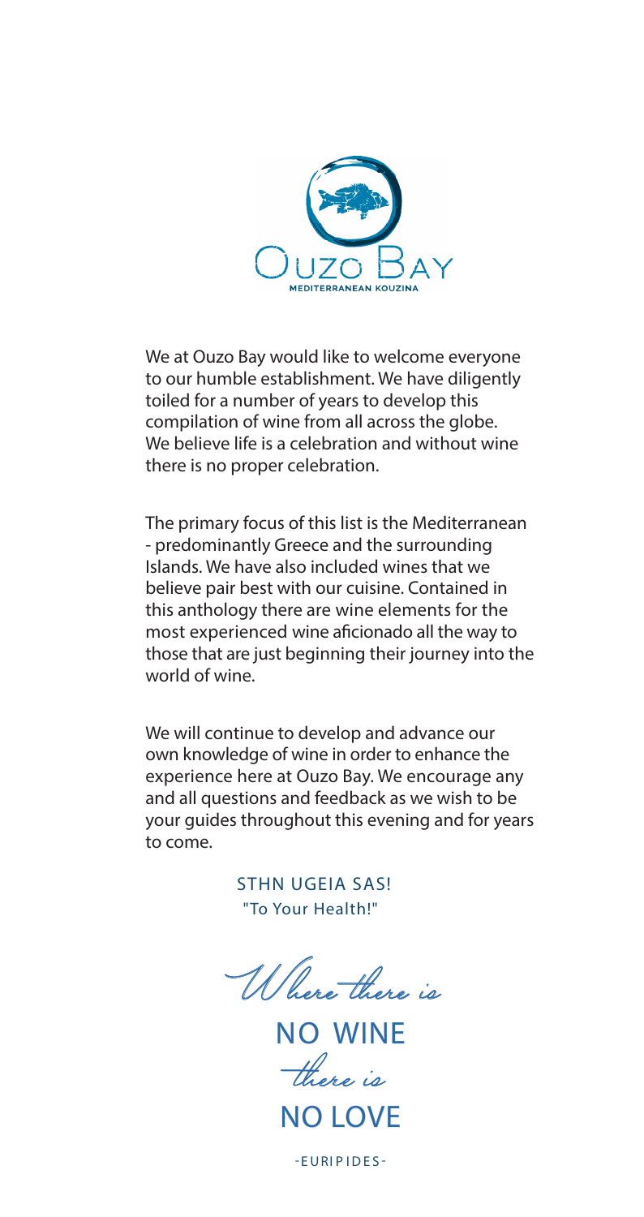# Ouzo Bay

MEDITERRANEAN KOUZINA

We at Ouzo Bay would like to welcome everyone to our humble establishment. We have diligently toiled for a number of years to develop this compilation of wine from all across the globe. We believe life is a celebration and without wine there is no proper celebration.

The primary focus of this list is the Mediterranean - predominantly Greece and the surrounding Islands. We have also included wines that we believe pair best with our cuisine. Contained in this anthology there are wine elements for the most experienced wine aficionado all the way to those that are just beginning their journey into the world of wine.

We will continue to develop and advance our own knowledge of wine in order to enhance the experience here at Ouzo Bay. We encourage any and all questions and feedback as we wish to be your guides throughout this evening and for years to come.

STHN UGEIA SAS!
"To Your Health!"

*Where there is*
NO WINE
*there is*
NO LOVE

-EURIPIDES-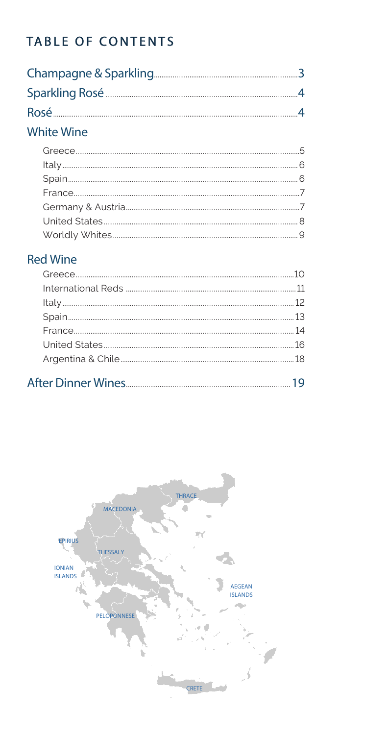# TABLE OF CONTENTS

Champagne & Sparkling ........ 3

Sparkling Rosé ........ 4

Rosé ........ 4

## White Wine

- Greece ........ 5
- Italy ........ 6
- Spain ........ 6
- France ........ 7
- Germany & Austria ........ 7
- United States ........ 8
- Worldly Whites ........ 9

## Red Wine

- Greece ........ 10
- International Reds ........ 11
- Italy ........ 12
- Spain ........ 13
- France ........ 14
- United States ........ 16
- Argentina & Chile ........ 18

After Dinner Wines ........ 19

THRACE

MACEDONIA

EPIRIUS

THESSALY

IONIAN ISLANDS

AEGEAN ISLANDS

PELOPONNESE

CRETE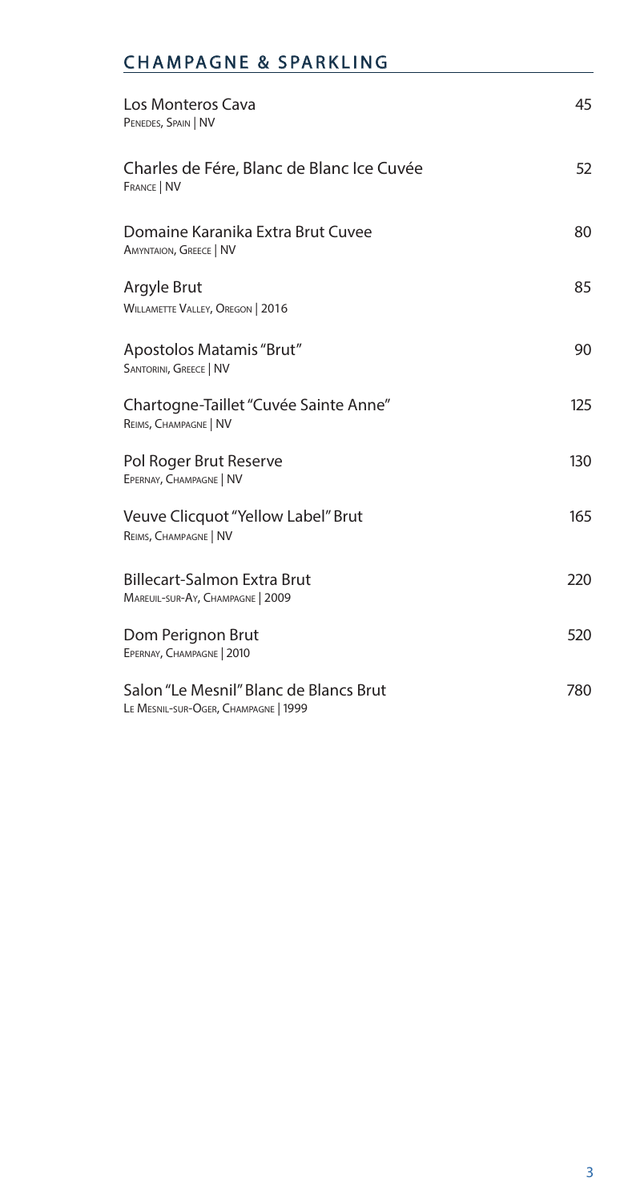## CHAMPAGNE & SPARKLING

| Wine | Price |
|---|---|
| Los Monteros Cava<br>Penedes, Spain \| NV | 45 |
| Charles de Fére, Blanc de Blanc Ice Cuvée<br>France \| NV | 52 |
| Domaine Karanika Extra Brut Cuvee<br>Amyntaion, Greece \| NV | 80 |
| Argyle Brut<br>Willamette Valley, Oregon \| 2016 | 85 |
| Apostolos Matamis "Brut"<br>Santorini, Greece \| NV | 90 |
| Chartogne-Taillet "Cuvée Sainte Anne"<br>Reims, Champagne \| NV | 125 |
| Pol Roger Brut Reserve<br>Epernay, Champagne \| NV | 130 |
| Veuve Clicquot "Yellow Label" Brut<br>Reims, Champagne \| NV | 165 |
| Billecart-Salmon Extra Brut<br>Mareuil-sur-Ay, Champagne \| 2009 | 220 |
| Dom Perignon Brut<br>Epernay, Champagne \| 2010 | 520 |
| Salon "Le Mesnil" Blanc de Blancs Brut<br>Le Mesnil-sur-Oger, Champagne \| 1999 | 780 |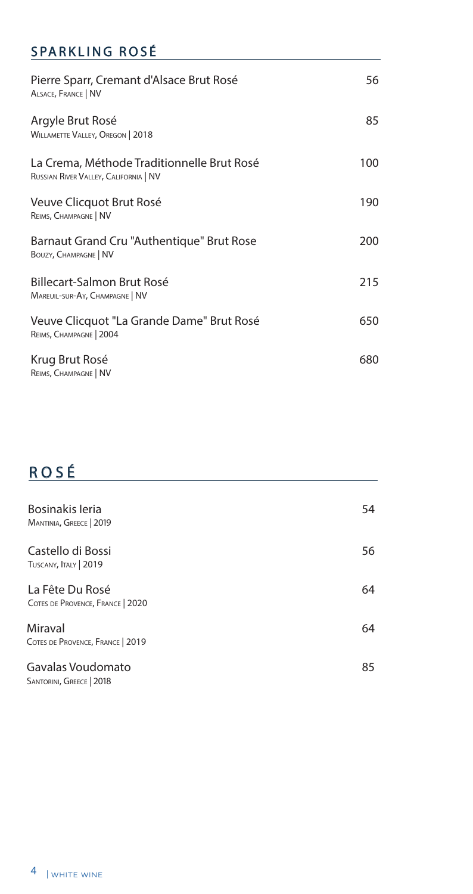## SPARKLING ROSÉ

| Wine | Price |
| --- | --- |
| Pierre Sparr, Cremant d'Alsace Brut Rosé<br>Alsace, France \| NV | 56 |
| Argyle Brut Rosé<br>Willamette Valley, Oregon \| 2018 | 85 |
| La Crema, Méthode Traditionnelle Brut Rosé<br>Russian River Valley, California \| NV | 100 |
| Veuve Clicquot Brut Rosé<br>Reims, Champagne \| NV | 190 |
| Barnaut Grand Cru "Authentique" Brut Rose<br>Bouzy, Champagne \| NV | 200 |
| Billecart-Salmon Brut Rosé<br>Mareuil-sur-Ay, Champagne \| NV | 215 |
| Veuve Clicquot "La Grande Dame" Brut Rosé<br>Reims, Champagne \| 2004 | 650 |
| Krug Brut Rosé<br>Reims, Champagne \| NV | 680 |

## ROSÉ

| Wine | Price |
| --- | --- |
| Bosinakis Ieria<br>Mantinia, Greece \| 2019 | 54 |
| Castello di Bossi<br>Tuscany, Italy \| 2019 | 56 |
| La Fête Du Rosé<br>Cotes de Provence, France \| 2020 | 64 |
| Miraval<br>Cotes de Provence, France \| 2019 | 64 |
| Gavalas Voudomato<br>Santorini, Greece \| 2018 | 85 |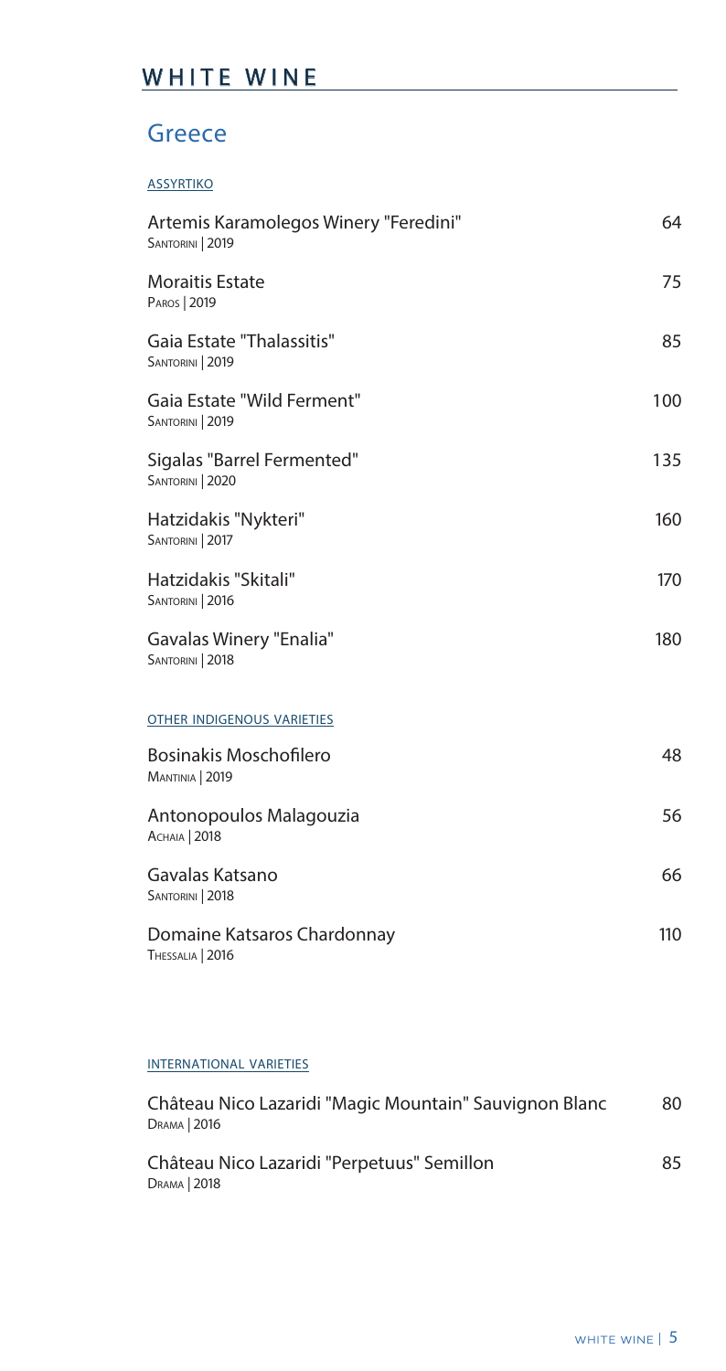# WHITE WINE

## Greece

### ASSYRTIKO

| Wine | Price |
|---|---|
| Artemis Karamolegos Winery "Feredini"<br>Santorini \| 2019 | 64 |
| Moraitis Estate<br>Paros \| 2019 | 75 |
| Gaia Estate "Thalassitis"<br>Santorini \| 2019 | 85 |
| Gaia Estate "Wild Ferment"<br>Santorini \| 2019 | 100 |
| Sigalas "Barrel Fermented"<br>Santorini \| 2020 | 135 |
| Hatzidakis "Nykteri"<br>Santorini \| 2017 | 160 |
| Hatzidakis "Skitali"<br>Santorini \| 2016 | 170 |
| Gavalas Winery "Enalia"<br>Santorini \| 2018 | 180 |

### OTHER INDIGENOUS VARIETIES

| Wine | Price |
|---|---|
| Bosinakis Moschofilero<br>Mantinia \| 2019 | 48 |
| Antonopoulos Malagouzia<br>Achaia \| 2018 | 56 |
| Gavalas Katsano<br>Santorini \| 2018 | 66 |
| Domaine Katsaros Chardonnay<br>Thessalia \| 2016 | 110 |

### INTERNATIONAL VARIETIES

| Wine | Price |
|---|---|
| Château Nico Lazaridi "Magic Mountain" Sauvignon Blanc<br>Drama \| 2016 | 80 |
| Château Nico Lazaridi "Perpetuus" Semillon<br>Drama \| 2018 | 85 |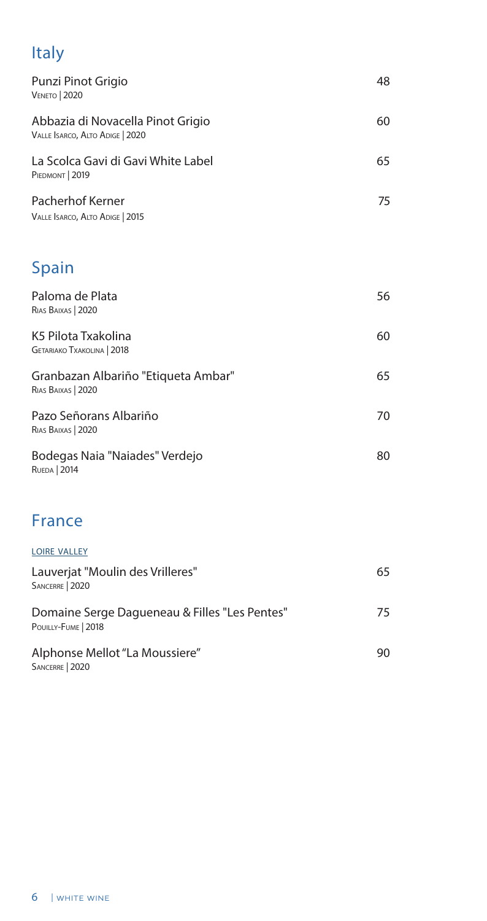## Italy

| Wine | Price |
| --- | --- |
| Punzi Pinot Grigio<br>Veneto \| 2020 | 48 |
| Abbazia di Novacella Pinot Grigio<br>Valle Isarco, Alto Adige \| 2020 | 60 |
| La Scolca Gavi di Gavi White Label<br>Piedmont \| 2019 | 65 |
| Pacherhof Kerner<br>Valle Isarco, Alto Adige \| 2015 | 75 |

## Spain

| Wine | Price |
| --- | --- |
| Paloma de Plata<br>Rias Baixas \| 2020 | 56 |
| K5 Pilota Txakolina<br>Getariako Txakolina \| 2018 | 60 |
| Granbazan Albariño "Etiqueta Ambar"<br>Rias Baixas \| 2020 | 65 |
| Pazo Señorans Albariño<br>Rias Baixas \| 2020 | 70 |
| Bodegas Naia "Naiades" Verdejo<br>Rueda \| 2014 | 80 |

## France

### Loire Valley

| Wine | Price |
| --- | --- |
| Lauverjat "Moulin des Vrilleres"<br>Sancerre \| 2020 | 65 |
| Domaine Serge Dagueneau & Filles "Les Pentes"<br>Pouilly-Fume \| 2018 | 75 |
| Alphonse Mellot "La Moussiere"<br>Sancerre \| 2020 | 90 |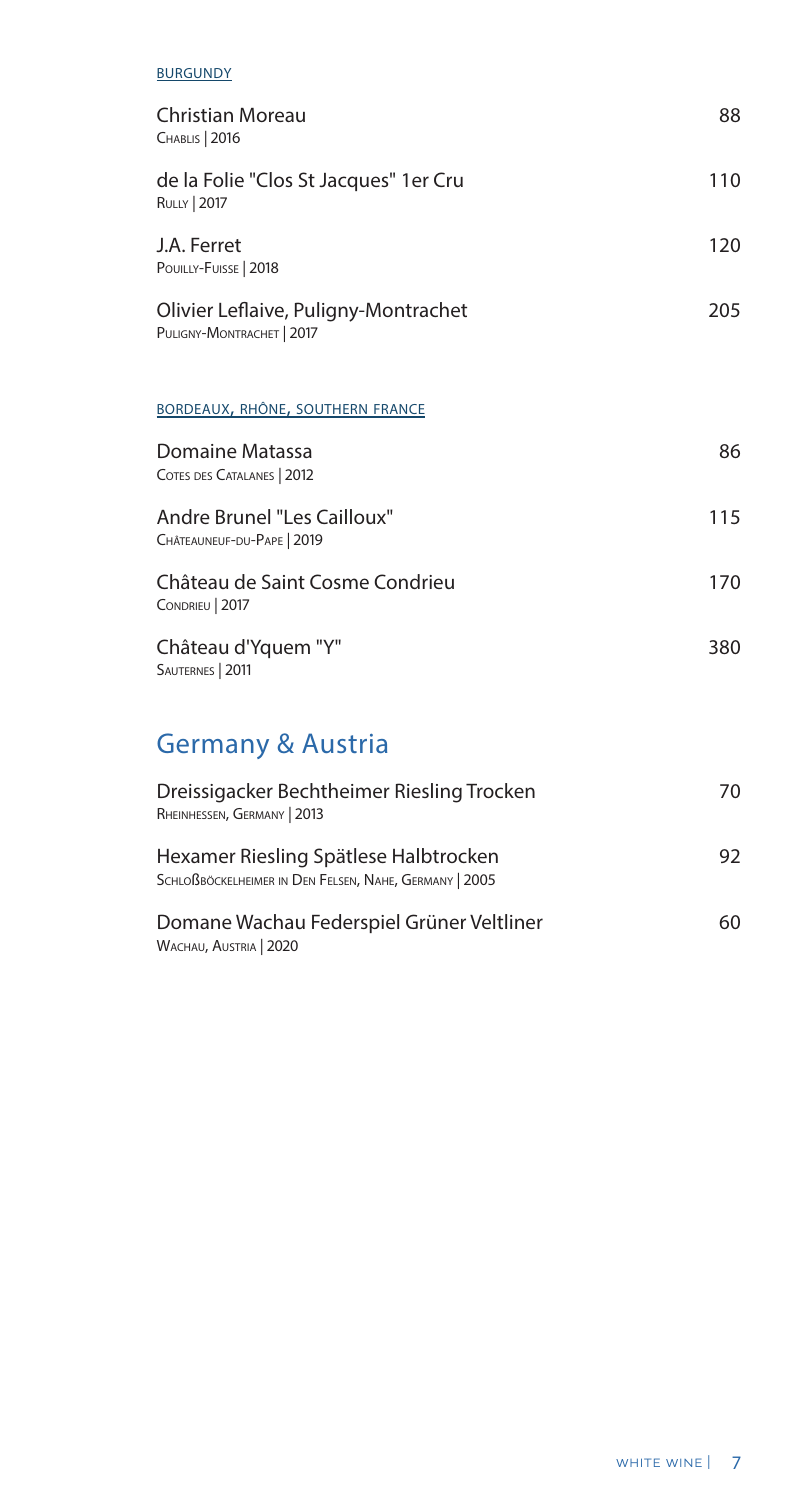BURGUNDY

Christian Moreau — 88
CHABLIS | 2016

de la Folie "Clos St Jacques" 1er Cru — 110
RULLY | 2017

J.A. Ferret — 120
POUILLY-FUISSE | 2018

Olivier Leflaive, Puligny-Montrachet — 205
PULIGNY-MONTRACHET | 2017

BORDEAUX, RHÔNE, SOUTHERN FRANCE

Domaine Matassa — 86
COTES DES CATALANES | 2012

Andre Brunel "Les Cailloux" — 115
CHÂTEAUNEUF-DU-PAPE | 2019

Château de Saint Cosme Condrieu — 170
CONDRIEU | 2017

Château d'Yquem "Y" — 380
SAUTERNES | 2011

## Germany & Austria

Dreissigacker Bechtheimer Riesling Trocken — 70
RHEINHESSEN, GERMANY | 2013

Hexamer Riesling Spätlese Halbtrocken — 92
SCHLOßBÖCKELHEIMER IN DEN FELSEN, NAHE, GERMANY | 2005

Domane Wachau Federspiel Grüner Veltliner — 60
WACHAU, AUSTRIA | 2020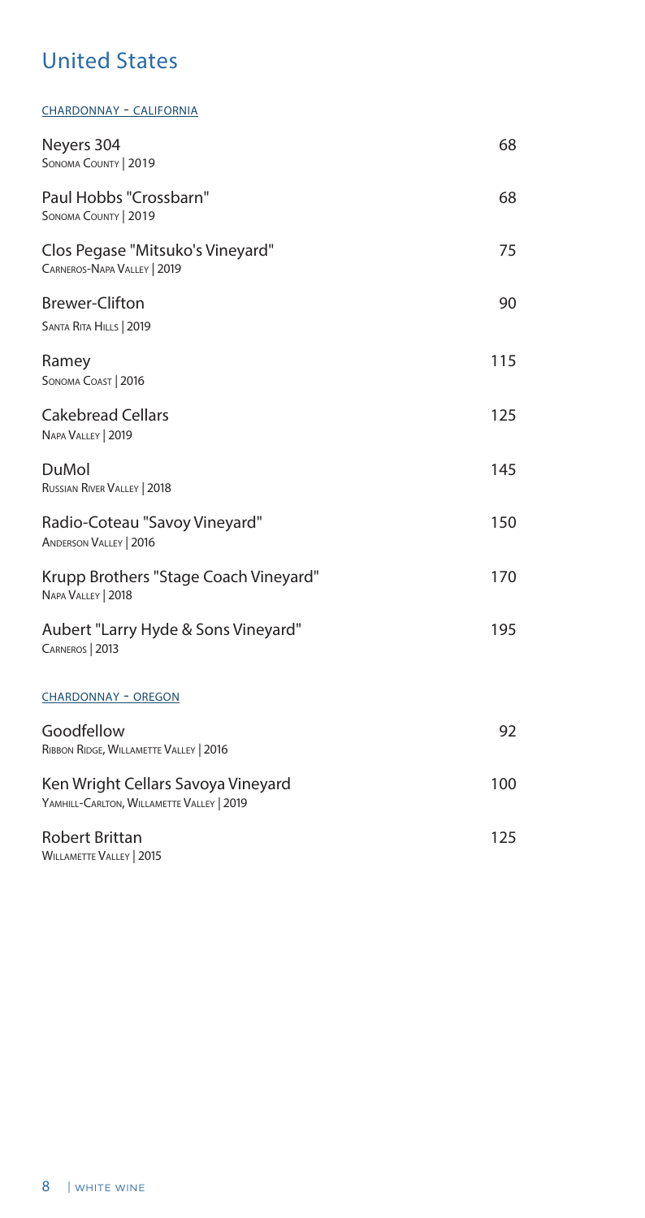## United States

### CHARDONNAY - CALIFORNIA

| Wine | Price |
|---|---|
| Neyers 304<br>Sonoma County \| 2019 | 68 |
| Paul Hobbs "Crossbarn"<br>Sonoma County \| 2019 | 68 |
| Clos Pegase "Mitsuko's Vineyard"<br>Carneros-Napa Valley \| 2019 | 75 |
| Brewer-Clifton<br>Santa Rita Hills \| 2019 | 90 |
| Ramey<br>Sonoma Coast \| 2016 | 115 |
| Cakebread Cellars<br>Napa Valley \| 2019 | 125 |
| DuMol<br>Russian River Valley \| 2018 | 145 |
| Radio-Coteau "Savoy Vineyard"<br>Anderson Valley \| 2016 | 150 |
| Krupp Brothers "Stage Coach Vineyard"<br>Napa Valley \| 2018 | 170 |
| Aubert "Larry Hyde & Sons Vineyard"<br>Carneros \| 2013 | 195 |

### CHARDONNAY - OREGON

| Wine | Price |
|---|---|
| Goodfellow<br>Ribbon Ridge, Willamette Valley \| 2016 | 92 |
| Ken Wright Cellars Savoya Vineyard<br>Yamhill-Carlton, Willamette Valley \| 2019 | 100 |
| Robert Brittan<br>Willamette Valley \| 2015 | 125 |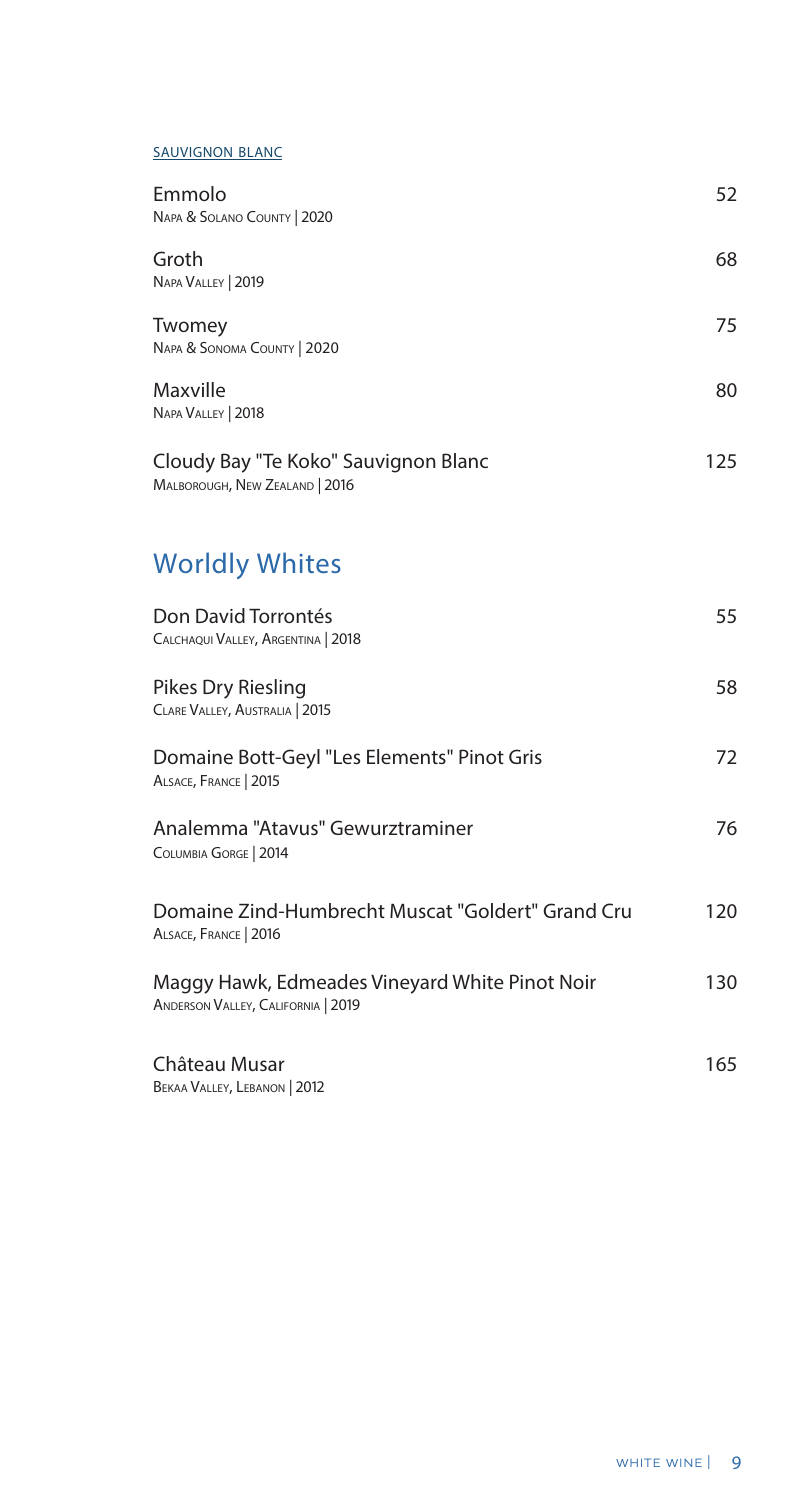### SAUVIGNON BLANC

| | |
|---|---|
| Emmolo<br>Napa & Solano County \| 2020 | 52 |
| Groth<br>Napa Valley \| 2019 | 68 |
| Twomey<br>Napa & Sonoma County \| 2020 | 75 |
| Maxville<br>Napa Valley \| 2018 | 80 |
| Cloudy Bay "Te Koko" Sauvignon Blanc<br>Malborough, New Zealand \| 2016 | 125 |

## Worldly Whites

| | |
|---|---|
| Don David Torrontés<br>Calchaqui Valley, Argentina \| 2018 | 55 |
| Pikes Dry Riesling<br>Clare Valley, Australia \| 2015 | 58 |
| Domaine Bott-Geyl "Les Elements" Pinot Gris<br>Alsace, France \| 2015 | 72 |
| Analemma "Atavus" Gewurztraminer<br>Columbia Gorge \| 2014 | 76 |
| Domaine Zind-Humbrecht Muscat "Goldert" Grand Cru<br>Alsace, France \| 2016 | 120 |
| Maggy Hawk, Edmeades Vineyard White Pinot Noir<br>Anderson Valley, California \| 2019 | 130 |
| Château Musar<br>Bekaa Valley, Lebanon \| 2012 | 165 |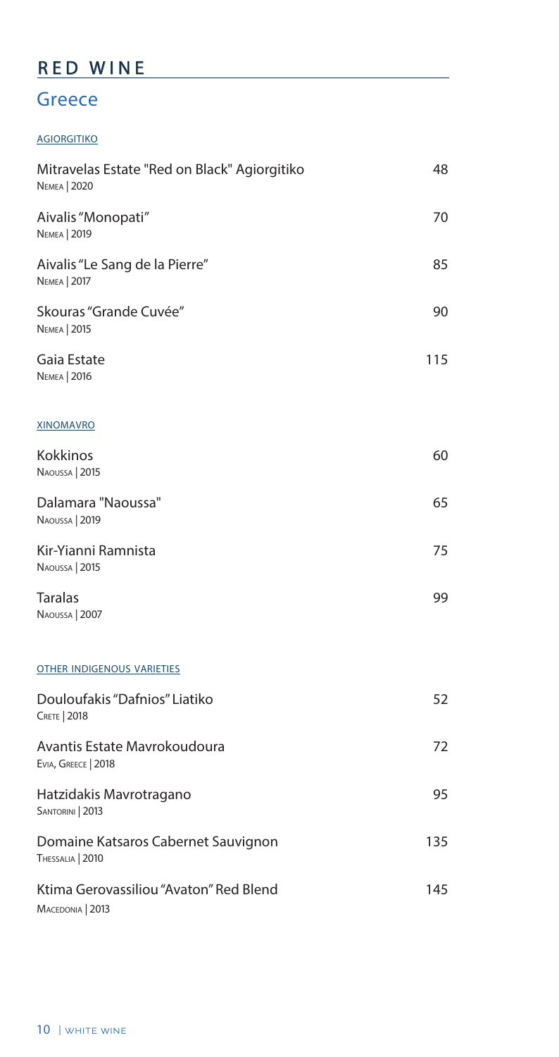# RED WINE

## Greece

### AGIORGITIKO

| Wine | Price |
| --- | --- |
| Mitravelas Estate "Red on Black" Agiorgitiko<br>Nemea \| 2020 | 48 |
| Aivalis "Monopati"<br>Nemea \| 2019 | 70 |
| Aivalis "Le Sang de la Pierre"<br>Nemea \| 2017 | 85 |
| Skouras "Grande Cuvée"<br>Nemea \| 2015 | 90 |
| Gaia Estate<br>Nemea \| 2016 | 115 |

### XINOMAVRO

| Wine | Price |
| --- | --- |
| Kokkinos<br>Naoussa \| 2015 | 60 |
| Dalamara "Naoussa"<br>Naoussa \| 2019 | 65 |
| Kir-Yianni Ramnista<br>Naoussa \| 2015 | 75 |
| Taralas<br>Naoussa \| 2007 | 99 |

### OTHER INDIGENOUS VARIETIES

| Wine | Price |
| --- | --- |
| Douloufakis "Dafnios" Liatiko<br>Crete \| 2018 | 52 |
| Avantis Estate Mavrokoudoura<br>Evia, Greece \| 2018 | 72 |
| Hatzidakis Mavrotragano<br>Santorini \| 2013 | 95 |
| Domaine Katsaros Cabernet Sauvignon<br>Thessalia \| 2010 | 135 |
| Ktima Gerovassiliou "Avaton" Red Blend<br>Macedonia \| 2013 | 145 |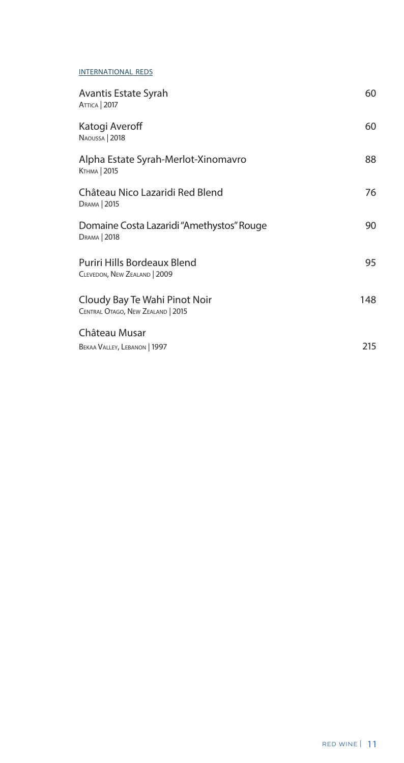## INTERNATIONAL REDS

| Wine | Price |
| --- | --- |
| Avantis Estate Syrah<br>Attica \| 2017 | 60 |
| Katogi Averoff<br>Naoussa \| 2018 | 60 |
| Alpha Estate Syrah-Merlot-Xinomavro<br>Kthma \| 2015 | 88 |
| Château Nico Lazaridi Red Blend<br>Drama \| 2015 | 76 |
| Domaine Costa Lazaridi "Amethystos" Rouge<br>Drama \| 2018 | 90 |
| Puriri Hills Bordeaux Blend<br>Clevedon, New Zealand \| 2009 | 95 |
| Cloudy Bay Te Wahi Pinot Noir<br>Central Otago, New Zealand \| 2015 | 148 |
| Château Musar<br>Bekaa Valley, Lebanon \| 1997 | 215 |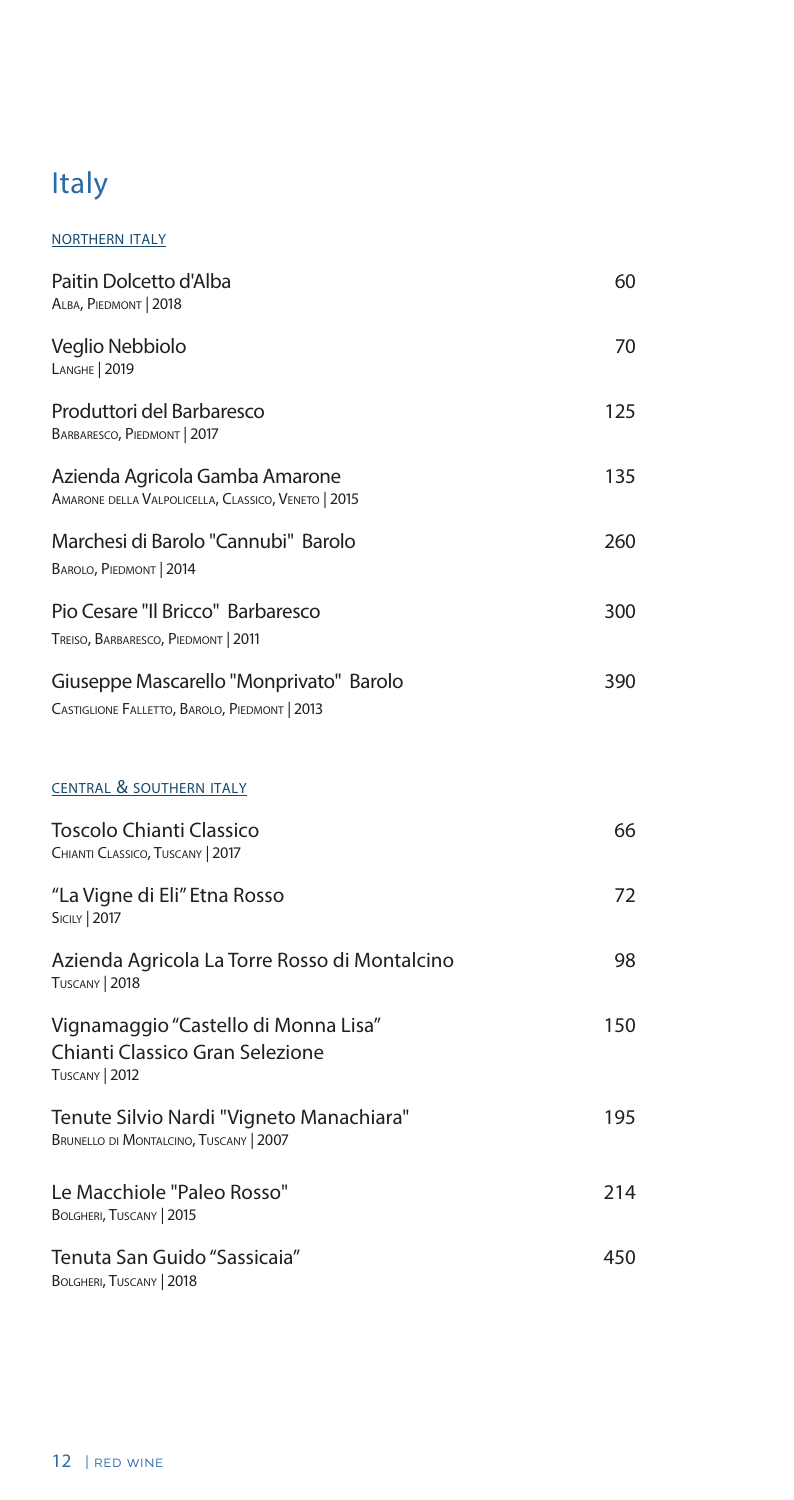# Italy

## NORTHERN ITALY

| Wine | Price |
|---|---|
| Paitin Dolcetto d'Alba<br>Alba, Piedmont \| 2018 | 60 |
| Veglio Nebbiolo<br>Langhe \| 2019 | 70 |
| Produttori del Barbaresco<br>Barbaresco, Piedmont \| 2017 | 125 |
| Azienda Agricola Gamba Amarone<br>Amarone della Valpolicella, Classico, Veneto \| 2015 | 135 |
| Marchesi di Barolo "Cannubi" Barolo<br>Barolo, Piedmont \| 2014 | 260 |
| Pio Cesare "Il Bricco" Barbaresco<br>Treiso, Barbaresco, Piedmont \| 2011 | 300 |
| Giuseppe Mascarello "Monprivato" Barolo<br>Castiglione Falletto, Barolo, Piedmont \| 2013 | 390 |

## CENTRAL & SOUTHERN ITALY

| Wine | Price |
|---|---|
| Toscolo Chianti Classico<br>Chianti Classico, Tuscany \| 2017 | 66 |
| "La Vigne di Eli" Etna Rosso<br>Sicily \| 2017 | 72 |
| Azienda Agricola La Torre Rosso di Montalcino<br>Tuscany \| 2018 | 98 |
| Vignamaggio "Castello di Monna Lisa" Chianti Classico Gran Selezione<br>Tuscany \| 2012 | 150 |
| Tenute Silvio Nardi "Vigneto Manachiara"<br>Brunello di Montalcino, Tuscany \| 2007 | 195 |
| Le Macchiole "Paleo Rosso"<br>Bolgheri, Tuscany \| 2015 | 214 |
| Tenuta San Guido "Sassicaia"<br>Bolgheri, Tuscany \| 2018 | 450 |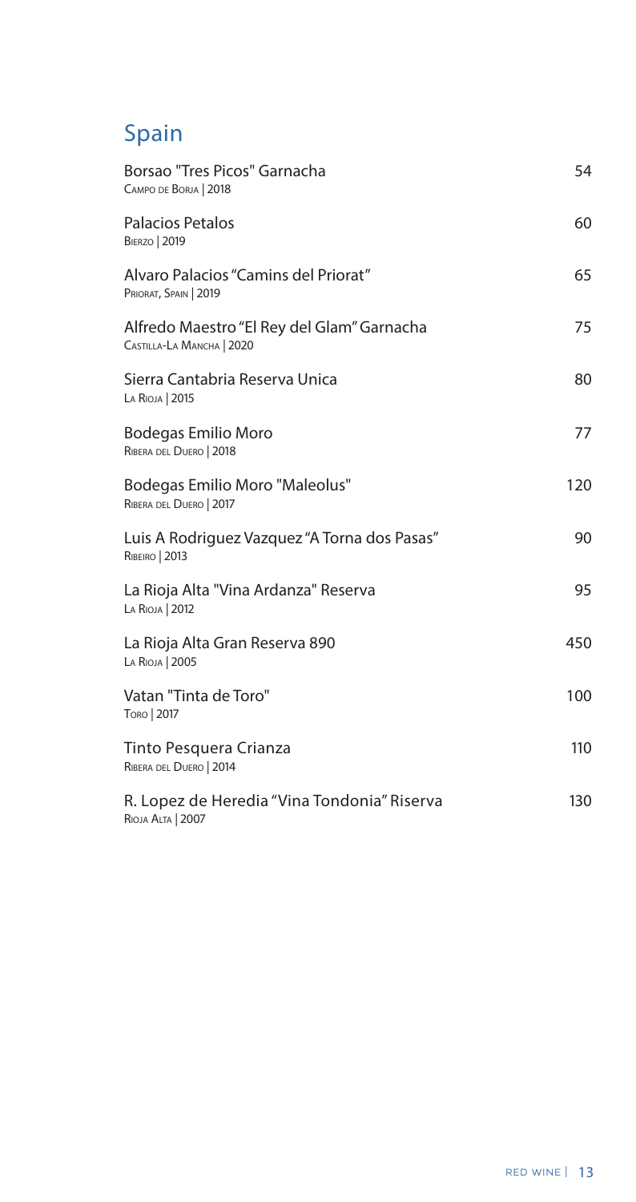## Spain

Borsao "Tres Picos" Garnacha — 54
Campo de Borja | 2018

Palacios Petalos — 60
Bierzo | 2019

Alvaro Palacios "Camins del Priorat" — 65
Priorat, Spain | 2019

Alfredo Maestro "El Rey del Glam" Garnacha — 75
Castilla-La Mancha | 2020

Sierra Cantabria Reserva Unica — 80
La Rioja | 2015

Bodegas Emilio Moro — 77
Ribera del Duero | 2018

Bodegas Emilio Moro "Maleolus" — 120
Ribera del Duero | 2017

Luis A Rodriguez Vazquez "A Torna dos Pasas" — 90
Ribeiro | 2013

La Rioja Alta "Vina Ardanza" Reserva — 95
La Rioja | 2012

La Rioja Alta Gran Reserva 890 — 450
La Rioja | 2005

Vatan "Tinta de Toro" — 100
Toro | 2017

Tinto Pesquera Crianza — 110
Ribera del Duero | 2014

R. Lopez de Heredia "Vina Tondonia" Riserva — 130
Rioja Alta | 2007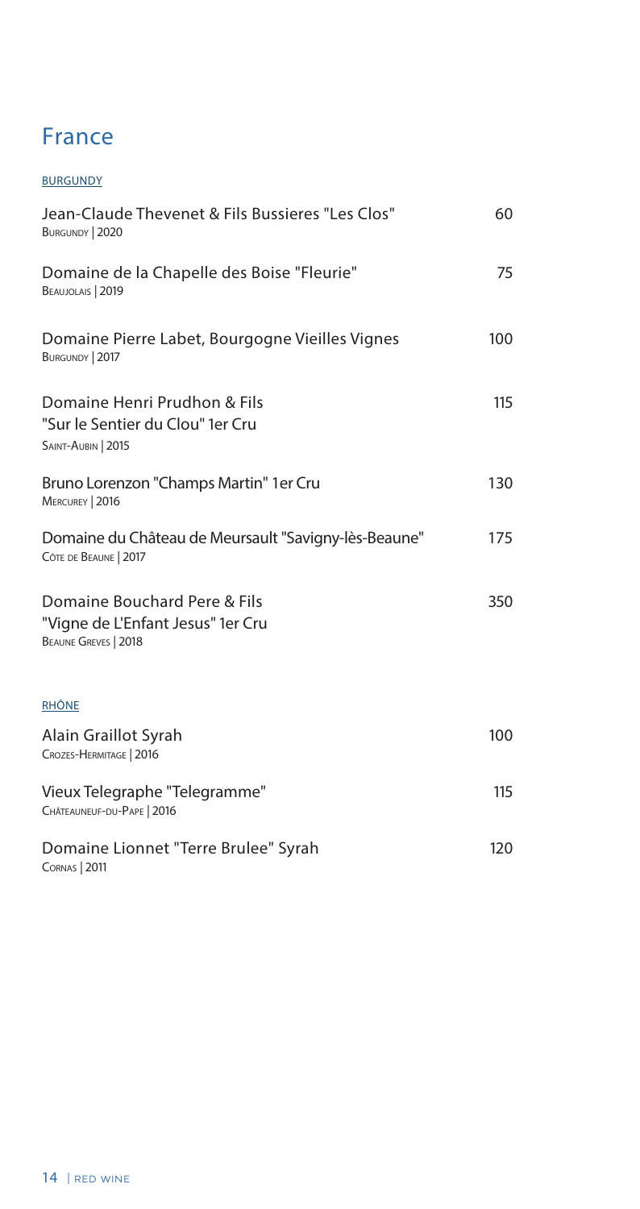# France

## BURGUNDY

Jean-Claude Thevenet & Fils Bussieres "Les Clos" — 60
Burgundy | 2020

Domaine de la Chapelle des Boise "Fleurie" — 75
Beaujolais | 2019

Domaine Pierre Labet, Bourgogne Vieilles Vignes — 100
Burgundy | 2017

Domaine Henri Prudhon & Fils "Sur le Sentier du Clou" 1er Cru — 115
Saint-Aubin | 2015

Bruno Lorenzon "Champs Martin" 1er Cru — 130
Mercurey | 2016

Domaine du Château de Meursault "Savigny-lès-Beaune" — 175
Côte de Beaune | 2017

Domaine Bouchard Pere & Fils "Vigne de L'Enfant Jesus" 1er Cru — 350
Beaune Greves | 2018

## RHÔNE

Alain Graillot Syrah — 100
Crozes-Hermitage | 2016

Vieux Telegraphe "Telegramme" — 115
Châteauneuf-du-Pape | 2016

Domaine Lionnet "Terre Brulee" Syrah — 120
Cornas | 2011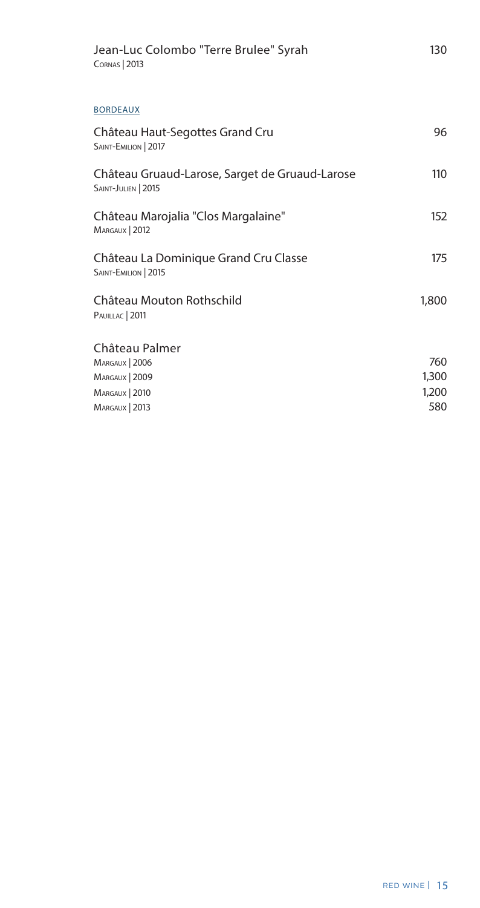Jean-Luc Colombo "Terre Brulee" Syrah 130
Cornas | 2013

## BORDEAUX

Château Haut-Segottes Grand Cru 96
Saint-Emilion | 2017

Château Gruaud-Larose, Sarget de Gruaud-Larose 110
Saint-Julien | 2015

Château Marojalia "Clos Margalaine" 152
Margaux | 2012

Château La Dominique Grand Cru Classe 175
Saint-Emilion | 2015

Château Mouton Rothschild 1,800
Pauillac | 2011

Château Palmer
Margaux | 2006 760
Margaux | 2009 1,300
Margaux | 2010 1,200
Margaux | 2013 580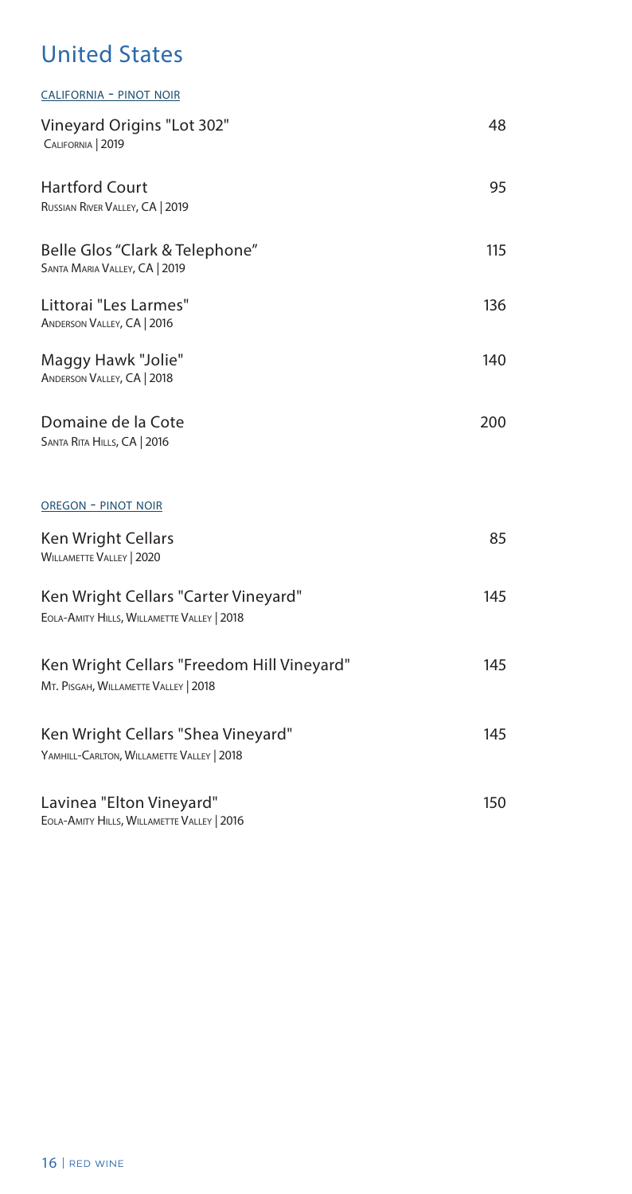## United States

CALIFORNIA - PINOT NOIR

| Wine | Price |
|---|---|
| Vineyard Origins "Lot 302"<br>California \| 2019 | 48 |
| Hartford Court<br>Russian River Valley, CA \| 2019 | 95 |
| Belle Glos "Clark & Telephone"<br>Santa Maria Valley, CA \| 2019 | 115 |
| Littorai "Les Larmes"<br>Anderson Valley, CA \| 2016 | 136 |
| Maggy Hawk "Jolie"<br>Anderson Valley, CA \| 2018 | 140 |
| Domaine de la Cote<br>Santa Rita Hills, CA \| 2016 | 200 |

OREGON - PINOT NOIR

| Wine | Price |
|---|---|
| Ken Wright Cellars<br>Willamette Valley \| 2020 | 85 |
| Ken Wright Cellars "Carter Vineyard"<br>Eola-Amity Hills, Willamette Valley \| 2018 | 145 |
| Ken Wright Cellars "Freedom Hill Vineyard"<br>Mt. Pisgah, Willamette Valley \| 2018 | 145 |
| Ken Wright Cellars "Shea Vineyard"<br>Yamhill-Carlton, Willamette Valley \| 2018 | 145 |
| Lavinea "Elton Vineyard"<br>Eola-Amity Hills, Willamette Valley \| 2016 | 150 |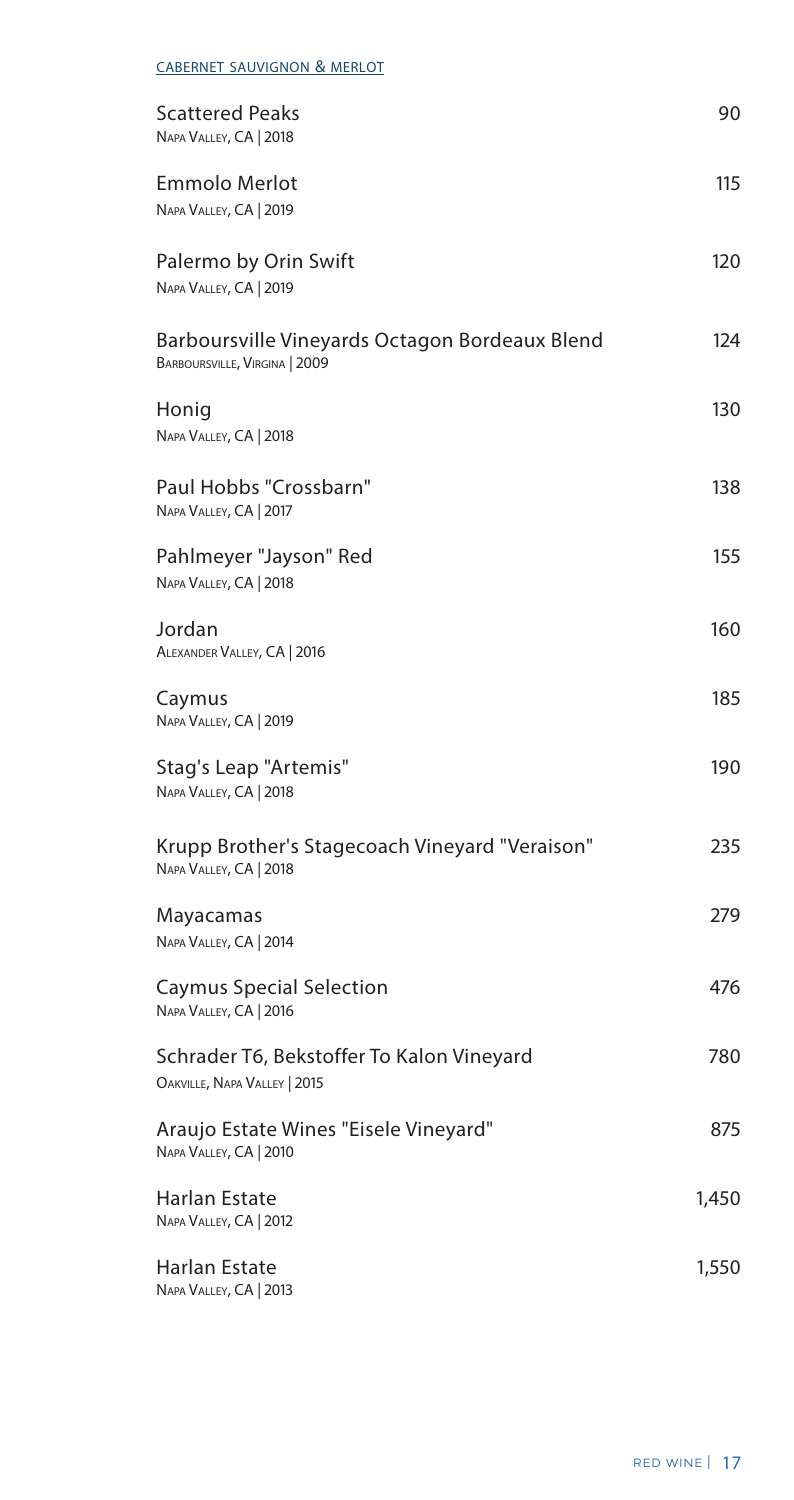## CABERNET SAUVIGNON & MERLOT

Scattered Peaks — 90
Napa Valley, CA | 2018

Emmolo Merlot — 115
Napa Valley, CA | 2019

Palermo by Orin Swift — 120
Napa Valley, CA | 2019

Barboursville Vineyards Octagon Bordeaux Blend — 124
Barboursville, Virginia | 2009

Honig — 130
Napa Valley, CA | 2018

Paul Hobbs "Crossbarn" — 138
Napa Valley, CA | 2017

Pahlmeyer "Jayson" Red — 155
Napa Valley, CA | 2018

Jordan — 160
Alexander Valley, CA | 2016

Caymus — 185
Napa Valley, CA | 2019

Stag's Leap "Artemis" — 190
Napa Valley, CA | 2018

Krupp Brother's Stagecoach Vineyard "Veraison" — 235
Napa Valley, CA | 2018

Mayacamas — 279
Napa Valley, CA | 2014

Caymus Special Selection — 476
Napa Valley, CA | 2016

Schrader T6, Bekstoffer To Kalon Vineyard — 780
Oakville, Napa Valley | 2015

Araujo Estate Wines "Eisele Vineyard" — 875
Napa Valley, CA | 2010

Harlan Estate — 1,450
Napa Valley, CA | 2012

Harlan Estate — 1,550
Napa Valley, CA | 2013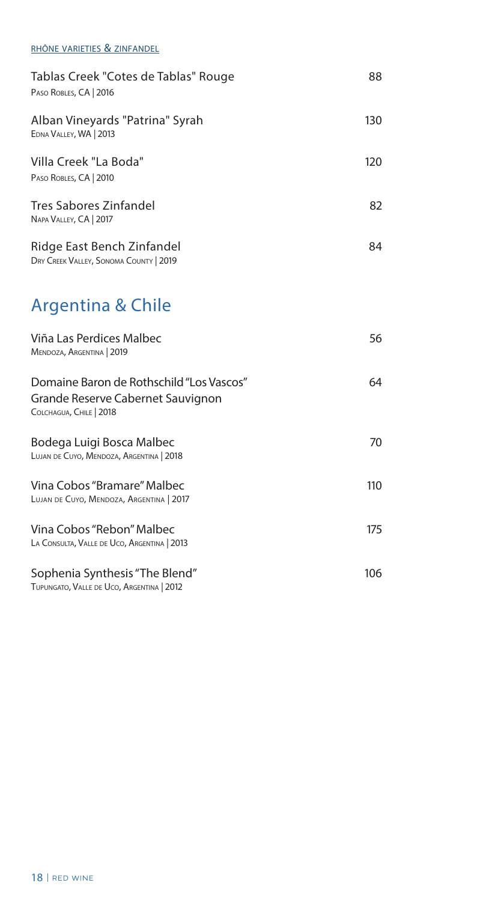RHÔNE VARIETIES & ZINFANDEL

Tablas Creek "Cotes de Tablas" Rouge — 88
Paso Robles, CA | 2016

Alban Vineyards "Patrina" Syrah — 130
Edna Valley, WA | 2013

Villa Creek "La Boda" — 120
Paso Robles, CA | 2010

Tres Sabores Zinfandel — 82
Napa Valley, CA | 2017

Ridge East Bench Zinfandel — 84
Dry Creek Valley, Sonoma County | 2019

## Argentina & Chile

Viña Las Perdices Malbec — 56
Mendoza, Argentina | 2019

Domaine Baron de Rothschild "Los Vascos" Grande Reserve Cabernet Sauvignon — 64
Colchagua, Chile | 2018

Bodega Luigi Bosca Malbec — 70
Lujan de Cuyo, Mendoza, Argentina | 2018

Vina Cobos "Bramare" Malbec — 110
Lujan de Cuyo, Mendoza, Argentina | 2017

Vina Cobos "Rebon" Malbec — 175
La Consulta, Valle de Uco, Argentina | 2013

Sophenia Synthesis "The Blend" — 106
Tupungato, Valle de Uco, Argentina | 2012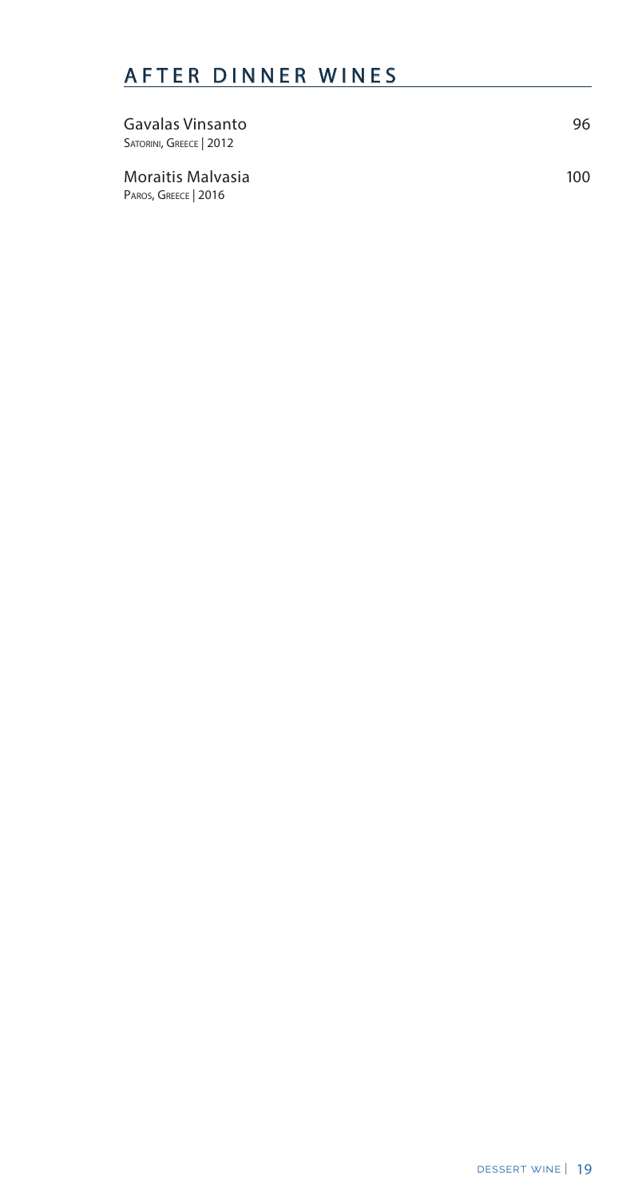## AFTER DINNER WINES

| | |
|---|---|
| Gavalas Vinsanto<br>Satorini, Greece \| 2012 | 96 |
| Moraitis Malvasia<br>Paros, Greece \| 2016 | 100 |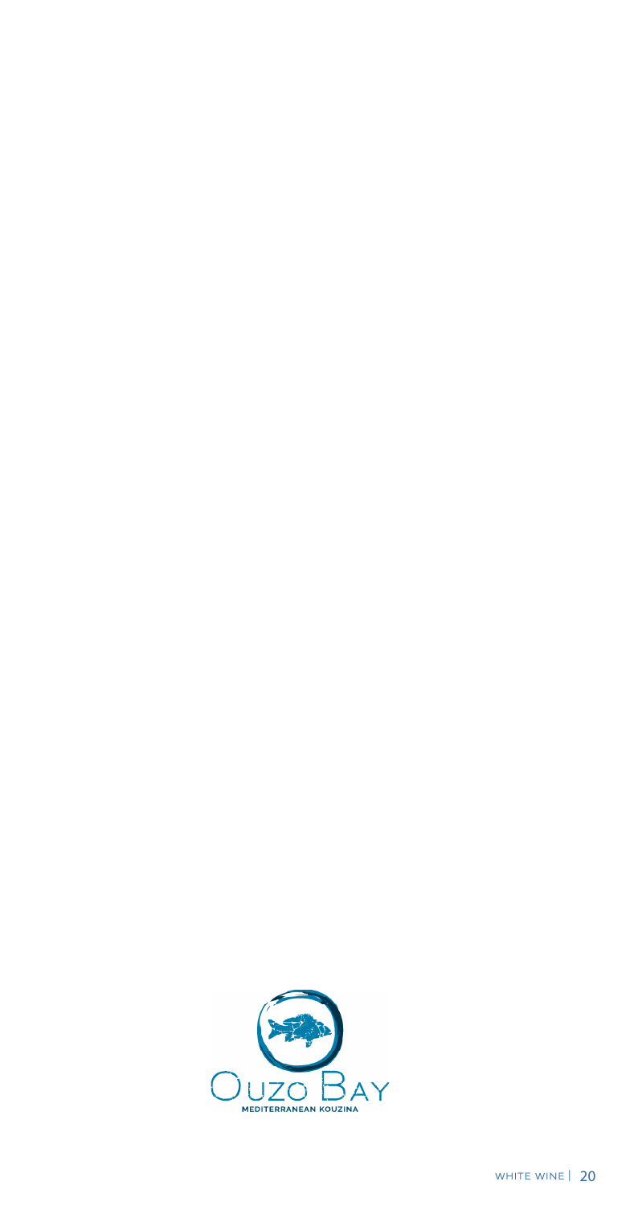OUZO BAY

MEDITERRANEAN KOUZINA